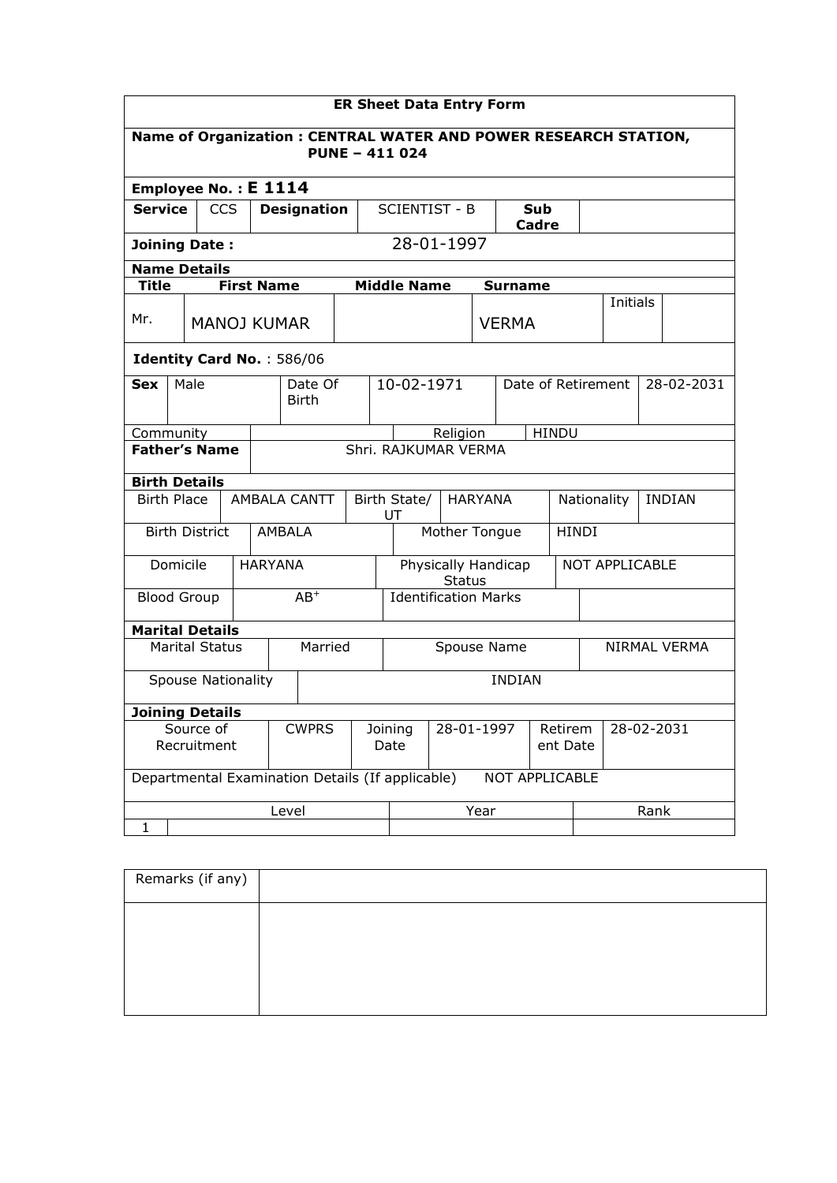# ER Sheet Data Entry Form

**Name of Organization : CENTRAL WATER AND POWER RESEARCH STATION, PUNE – 411 024**

**Employee No. : E 1114**

| **Service** | CCS | **Designation** | SCIENTIST - B | **Sub Cadre** | |
|---|---|---|---|---|---|

**Joining Date :** 28-01-1997

**Name Details**

| **Title** | **First Name** | **Middle Name** | **Surname** | Initials | |
|---|---|---|---|---|---|
| Mr. | MANOJ KUMAR | | VERMA | | |

**Identity Card No.** : 586/06

| **Sex** | Male | Date Of Birth | 10-02-1971 | Date of Retirement | 28-02-2031 |
|---|---|---|---|---|---|
| Community | | Religion | HINDU | | |
| **Father's Name** | Shri. RAJKUMAR VERMA | | | | |

**Birth Details**

| Birth Place | AMBALA CANTT | Birth State/ UT | HARYANA | Nationality | INDIAN |
|---|---|---|---|---|---|
| Birth District | AMBALA | Mother Tongue | HINDI | | |
| Domicile | HARYANA | Physically Handicap Status | NOT APPLICABLE | | |
| Blood Group | $AB^{+}$ | Identification Marks | | | |

**Marital Details**

| Marital Status | Married | Spouse Name | NIRMAL VERMA |
|---|---|---|---|
| Spouse Nationality | INDIAN | | |

**Joining Details**

| Source of Recruitment | CWPRS | Joining Date | 28-01-1997 | Retirement Date | 28-02-2031 |
|---|---|---|---|---|---|

Departmental Examination Details (If applicable) NOT APPLICABLE

| | Level | Year | Rank |
|---|---|---|---|
| 1 | | | |

| Remarks (if any) | |
|---|---|
| | |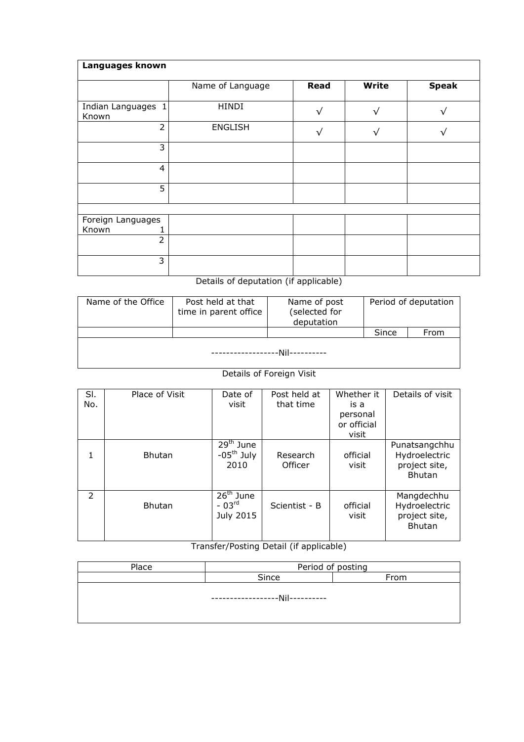| **Languages known** | | | | |
|---|---|---|---|---|
| | Name of Language | **Read** | **Write** | **Speak** |
| Indian Languages Known 1 | HINDI | √ | √ | √ |
| 2 | ENGLISH | √ | √ | √ |
| 3 | | | | |
| 4 | | | | |
| 5 | | | | |
| | | | | |
| Foreign Languages Known 1 | | | | |
| 2 | | | | |
| 3 | | | | |

Details of deputation (if applicable)

| Name of the Office | Post held at that time in parent office | Name of post (selected for deputation | Period of deputation | |
|---|---|---|---|---|
| | | | Since | From |
| ------------------Nil---------- | | | | |

Details of Foreign Visit

| Sl. No. | Place of Visit | Date of visit | Post held at that time | Whether it is a personal or official visit | Details of visit |
|---|---|---|---|---|---|
| 1 | Bhutan | 29th June -05th July 2010 | Research Officer | official visit | Punatsangchhu Hydroelectric project site, Bhutan |
| 2 | Bhutan | 26th June - 03rd July 2015 | Scientist - B | official visit | Mangdechhu Hydroelectric project site, Bhutan |

Transfer/Posting Detail (if applicable)

| Place | Period of posting | |
|---|---|---|
| | Since | From |
| ------------------Nil---------- | | |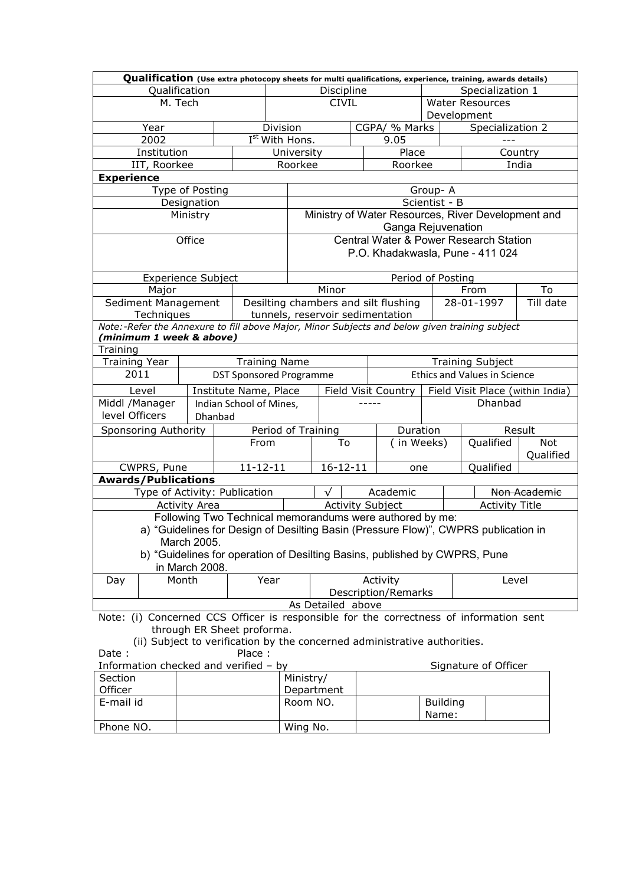**Qualification** (Use extra photocopy sheets for multi qualifications, experience, training, awards details)

| Qualification | Discipline | Specialization 1 |
|---|---|---|
| M. Tech | CIVIL | Water Resources Development |

| Year | Division | CGPA/ % Marks | Specialization 2 |
|---|---|---|---|
| 2002 | I$^{st}$ With Hons. | 9.05 | --- |

| Institution | University | Place | Country |
|---|---|---|---|
| IIT, Roorkee | Roorkee | Roorkee | India |

**Experience**

| | |
|---|---|
| Type of Posting | Group- A |
| Designation | Scientist - B |
| Ministry | Ministry of Water Resources, River Development and Ganga Rejuvenation |
| Office | Central Water & Power Research Station P.O. Khadakwasla, Pune - 411 024 |

| Experience Subject | | Period of Posting | |
|---|---|---|---|
| Major | Minor | From | To |
| Sediment Management Techniques | Desilting chambers and silt flushing tunnels, reservoir sedimentation | 28-01-1997 | Till date |

*Note:-Refer the Annexure to fill above Major, Minor Subjects and below given training subject **(minimum 1 week & above)***

Training

| Training Year | Training Name | Training Subject |
|---|---|---|
| 2011 | DST Sponsored Programme | Ethics and Values in Science |

| Level | Institute Name, Place | Field Visit Country | Field Visit Place (within India) |
|---|---|---|---|
| Middl /Manager level Officers | Indian School of Mines, Dhanbad | ----- | Dhanbad |

| Sponsoring Authority | Period of Training | | Duration | Result | |
|---|---|---|---|---|---|
| | From | To | ( in Weeks) | Qualified | Not Qualified |
| CWPRS, Pune | 11-12-11 | 16-12-11 | one | Qualified | |

**Awards/Publications**

| Type of Activity: Publication | √ | Academic | | ~~Non Academic~~ |
|---|---|---|---|---|
| Activity Area | | Activity Subject | | Activity Title |

Following Two Technical memorandums were authored by me:

a) "Guidelines for Design of Desilting Basin (Pressure Flow)", CWPRS publication in March 2005.

b) "Guidelines for operation of Desilting Basins, published by CWPRS, Pune in March 2008.

| Day | Month | Year | Activity Description/Remarks | Level |
|---|---|---|---|---|
| | | | As Detailed above | |

Note: (i) Concerned CCS Officer is responsible for the correctness of information sent through ER Sheet proforma.

(ii) Subject to verification by the concerned administrative authorities.

Date : Place :

Information checked and verified – by Signature of Officer

| | | | | | |
|---|---|---|---|---|---|
| Section Officer | | Ministry/ Department | | | |
| E-mail id | | Room NO. | | Building Name: | |
| Phone NO. | | Wing No. | | | |